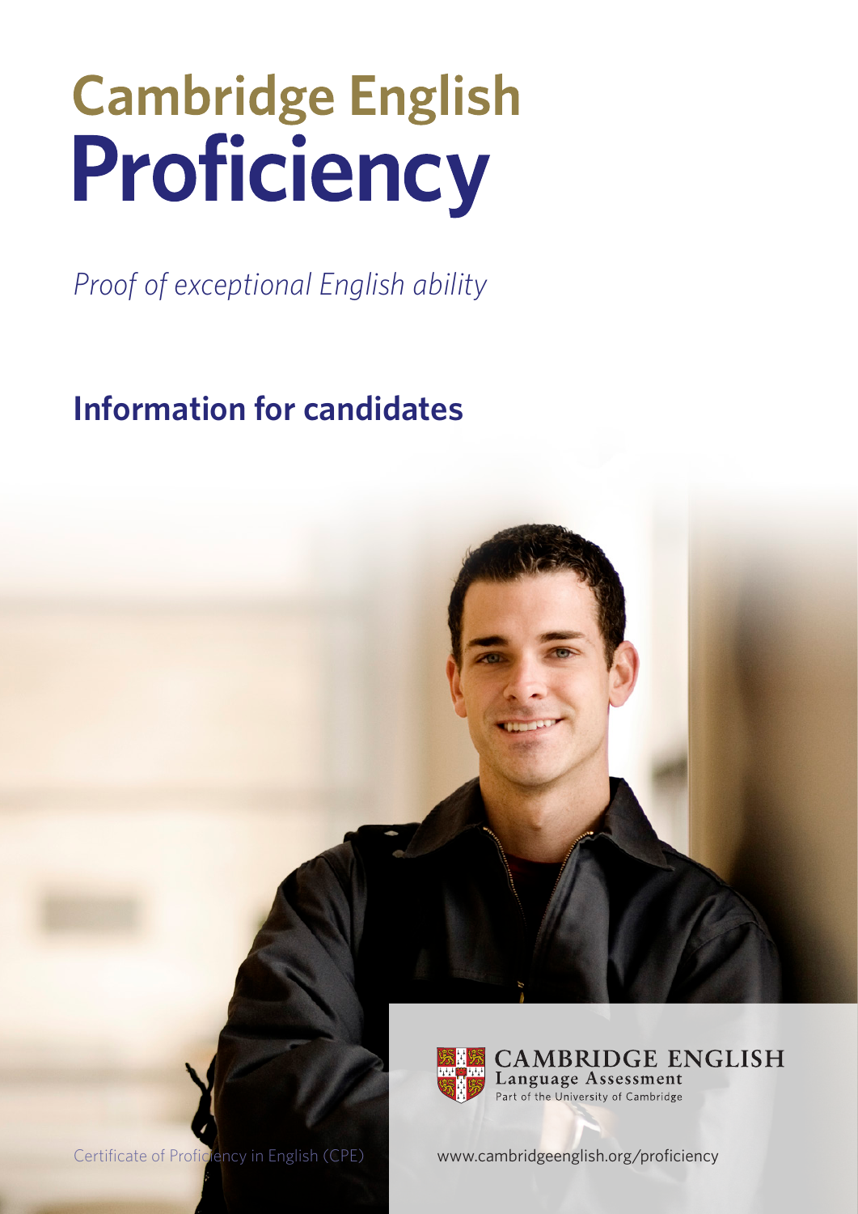# Cambridge English Proficiency

*Proof of exceptional English ability*

## Information for candidates

CAMBRIDGE ENGLISH
Language Assessment
Part of the University of Cambridge

Certificate of Proficiency in English (CPE)

www.cambridgeenglish.org/proficiency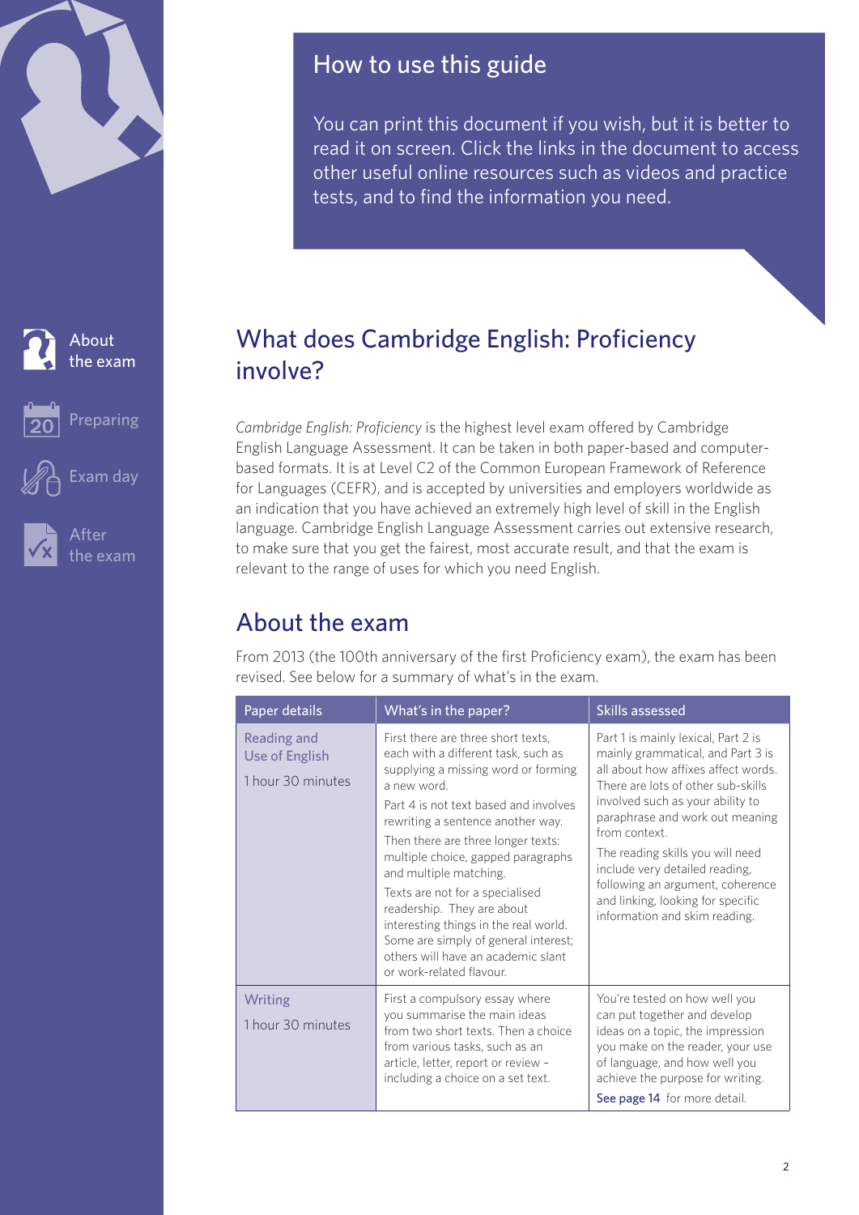## How to use this guide

You can print this document if you wish, but it is better to read it on screen. Click the links in the document to access other useful online resources such as videos and practice tests, and to find the information you need.

# What does Cambridge English: Proficiency involve?

*Cambridge English: Proficiency* is the highest level exam offered by Cambridge English Language Assessment. It can be taken in both paper-based and computer-based formats. It is at Level C2 of the Common European Framework of Reference for Languages (CEFR), and is accepted by universities and employers worldwide as an indication that you have achieved an extremely high level of skill in the English language. Cambridge English Language Assessment carries out extensive research, to make sure that you get the fairest, most accurate result, and that the exam is relevant to the range of uses for which you need English.

# About the exam

From 2013 (the 100th anniversary of the first Proficiency exam), the exam has been revised. See below for a summary of what's in the exam.

| Paper details | What's in the paper? | Skills assessed |
|---|---|---|
| Reading and Use of English<br>1 hour 30 minutes | First there are three short texts, each with a different task, such as supplying a missing word or forming a new word.<br>Part 4 is not text based and involves rewriting a sentence another way.<br>Then there are three longer texts: multiple choice, gapped paragraphs and multiple matching.<br>Texts are not for a specialised readership. They are about interesting things in the real world. Some are simply of general interest; others will have an academic slant or work-related flavour. | Part 1 is mainly lexical, Part 2 is mainly grammatical, and Part 3 is all about how affixes affect words. There are lots of other sub-skills involved such as your ability to paraphrase and work out meaning from context.<br>The reading skills you will need include very detailed reading, following an argument, coherence and linking, looking for specific information and skim reading. |
| Writing<br>1 hour 30 minutes | First a compulsory essay where you summarise the main ideas from two short texts. Then a choice from various tasks, such as an article, letter, report or review – including a choice on a set text. | You're tested on how well you can put together and develop ideas on a topic, the impression you make on the reader, your use of language, and how well you achieve the purpose for writing.<br>See page 14 for more detail. |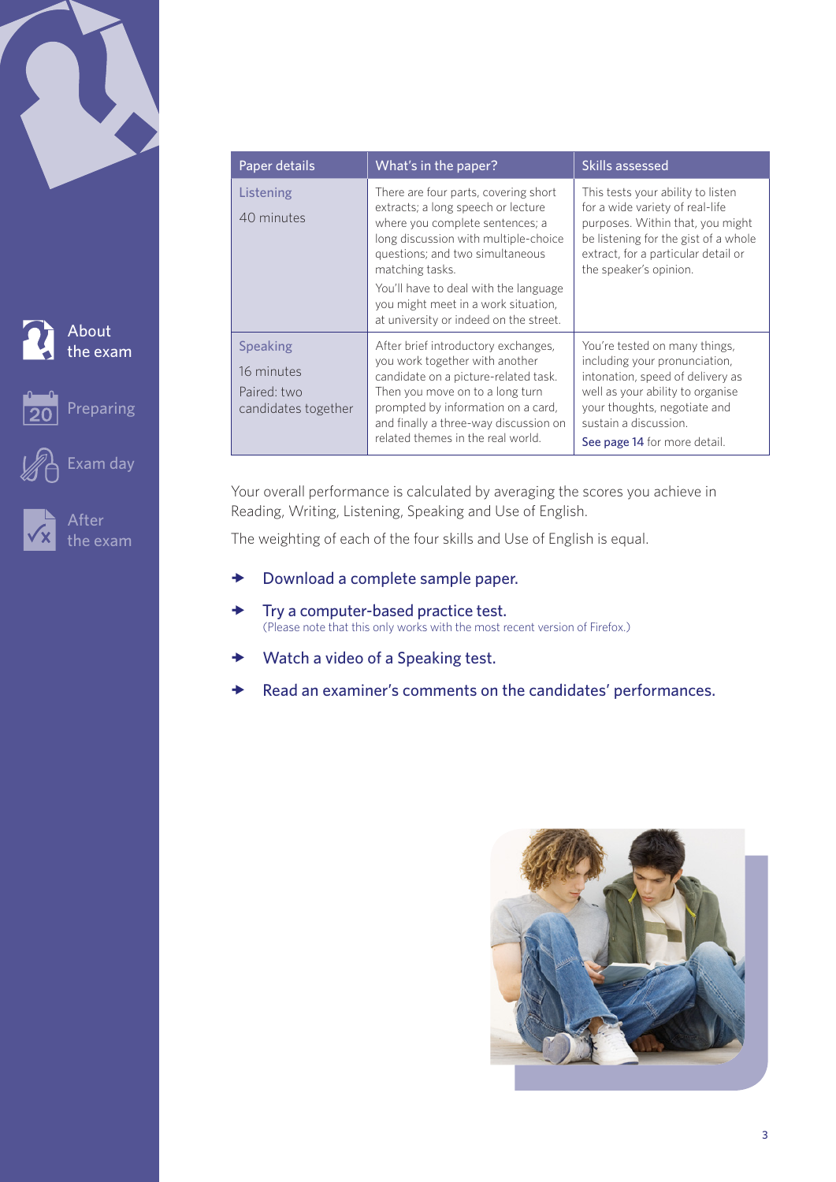| Paper details | What's in the paper? | Skills assessed |
|---|---|---|
| Listening<br>40 minutes | There are four parts, covering short extracts; a long speech or lecture where you complete sentences; a long discussion with multiple-choice questions; and two simultaneous matching tasks.<br>You'll have to deal with the language you might meet in a work situation, at university or indeed on the street. | This tests your ability to listen for a wide variety of real-life purposes. Within that, you might be listening for the gist of a whole extract, for a particular detail or the speaker's opinion. |
| Speaking<br>16 minutes<br>Paired: two candidates together | After brief introductory exchanges, you work together with another candidate on a picture-related task. Then you move on to a long turn prompted by information on a card, and finally a three-way discussion on related themes in the real world. | You're tested on many things, including your pronunciation, intonation, speed of delivery as well as your ability to organise your thoughts, negotiate and sustain a discussion.<br>See page 14 for more detail. |

Your overall performance is calculated by averaging the scores you achieve in Reading, Writing, Listening, Speaking and Use of English.

The weighting of each of the four skills and Use of English is equal.

- Download a complete sample paper.
- Try a computer-based practice test.
  (Please note that this only works with the most recent version of Firefox.)
- Watch a video of a Speaking test.
- Read an examiner's comments on the candidates' performances.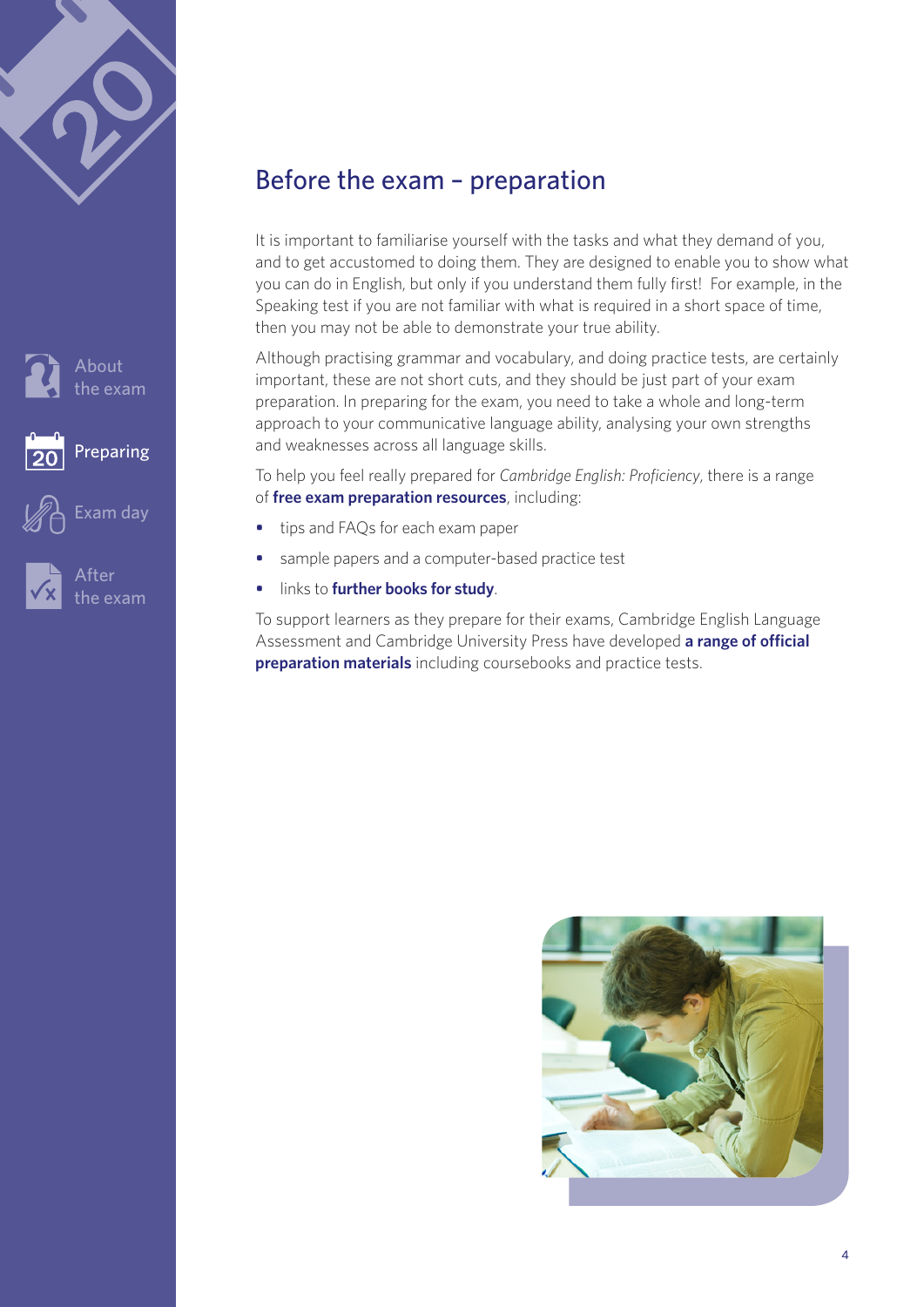## Before the exam – preparation

It is important to familiarise yourself with the tasks and what they demand of you, and to get accustomed to doing them. They are designed to enable you to show what you can do in English, but only if you understand them fully first! For example, in the Speaking test if you are not familiar with what is required in a short space of time, then you may not be able to demonstrate your true ability.

Although practising grammar and vocabulary, and doing practice tests, are certainly important, these are not short cuts, and they should be just part of your exam preparation. In preparing for the exam, you need to take a whole and long-term approach to your communicative language ability, analysing your own strengths and weaknesses across all language skills.

To help you feel really prepared for *Cambridge English: Proficiency*, there is a range of **free exam preparation resources**, including:

- tips and FAQs for each exam paper
- sample papers and a computer-based practice test
- links to **further books for study**.

To support learners as they prepare for their exams, Cambridge English Language Assessment and Cambridge University Press have developed **a range of official preparation materials** including coursebooks and practice tests.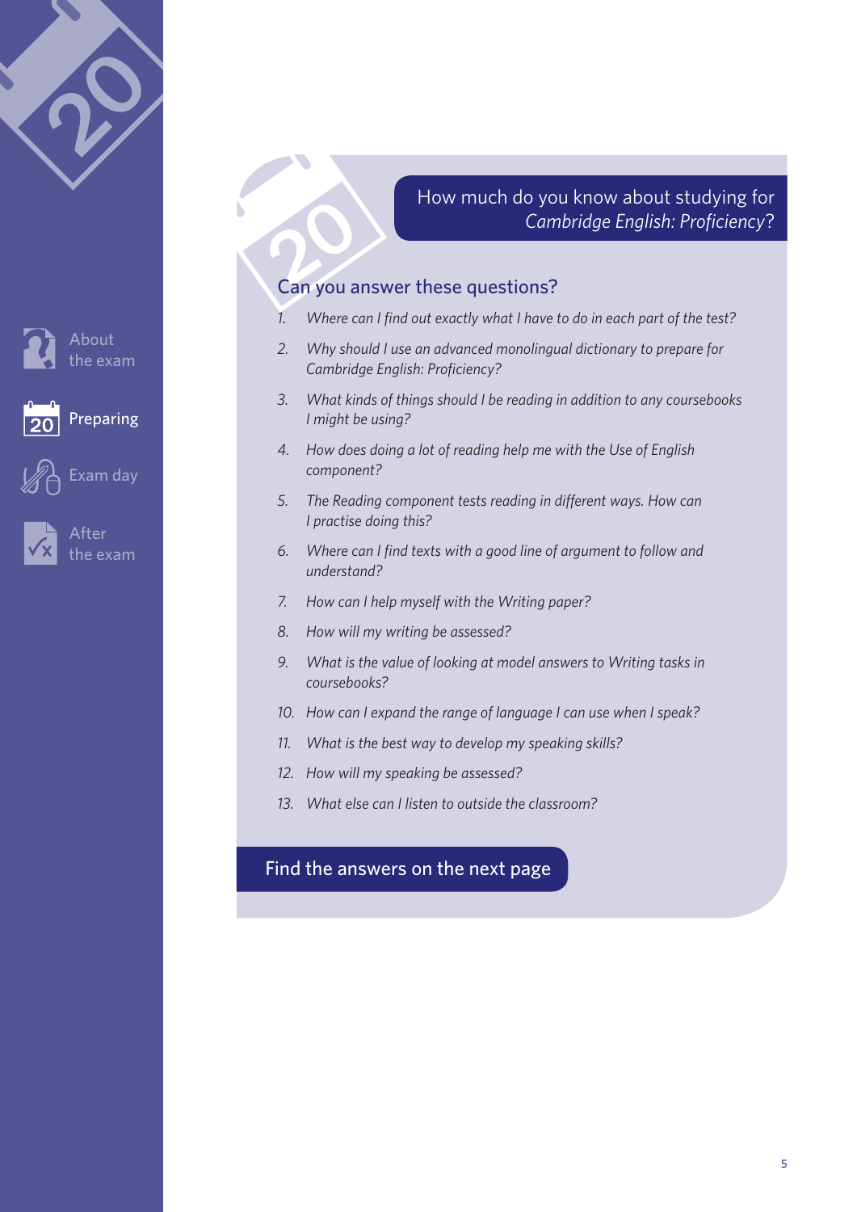## How much do you know about studying for *Cambridge English: Proficiency*?

### Can you answer these questions?

1. *Where can I find out exactly what I have to do in each part of the test?*
2. *Why should I use an advanced monolingual dictionary to prepare for Cambridge English: Proficiency?*
3. *What kinds of things should I be reading in addition to any coursebooks I might be using?*
4. *How does doing a lot of reading help me with the Use of English component?*
5. *The Reading component tests reading in different ways. How can I practise doing this?*
6. *Where can I find texts with a good line of argument to follow and understand?*
7. *How can I help myself with the Writing paper?*
8. *How will my writing be assessed?*
9. *What is the value of looking at model answers to Writing tasks in coursebooks?*
10. *How can I expand the range of language I can use when I speak?*
11. *What is the best way to develop my speaking skills?*
12. *How will my speaking be assessed?*
13. *What else can I listen to outside the classroom?*

Find the answers on the next page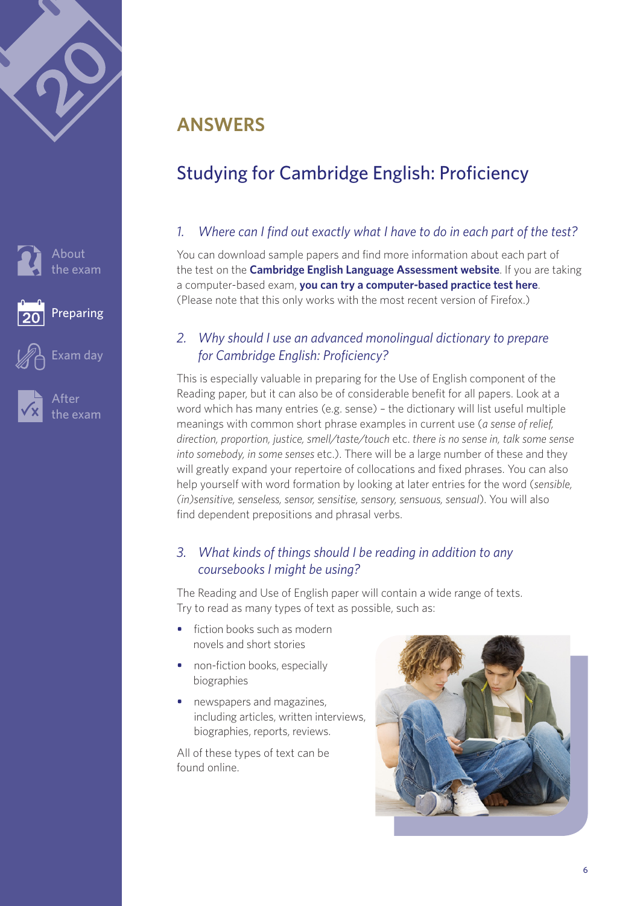## ANSWERS

# Studying for Cambridge English: Proficiency

### *1. Where can I find out exactly what I have to do in each part of the test?*

You can download sample papers and find more information about each part of the test on the **Cambridge English Language Assessment website**. If you are taking a computer-based exam, **you can try a computer-based practice test here**. (Please note that this only works with the most recent version of Firefox.)

### *2. Why should I use an advanced monolingual dictionary to prepare for Cambridge English: Proficiency?*

This is especially valuable in preparing for the Use of English component of the Reading paper, but it can also be of considerable benefit for all papers. Look at a word which has many entries (e.g. sense) – the dictionary will list useful multiple meanings with common short phrase examples in current use (*a sense of relief, direction, proportion, justice, smell/taste/touch* etc. *there is no sense in, talk some sense into somebody, in some senses* etc.). There will be a large number of these and they will greatly expand your repertoire of collocations and fixed phrases. You can also help yourself with word formation by looking at later entries for the word (*sensible, (in)sensitive, senseless, sensor, sensitise, sensory, sensuous, sensual*). You will also find dependent prepositions and phrasal verbs.

### *3. What kinds of things should I be reading in addition to any coursebooks I might be using?*

The Reading and Use of English paper will contain a wide range of texts. Try to read as many types of text as possible, such as:

- fiction books such as modern novels and short stories
- non-fiction books, especially biographies
- newspapers and magazines, including articles, written interviews, biographies, reports, reviews.

All of these types of text can be found online.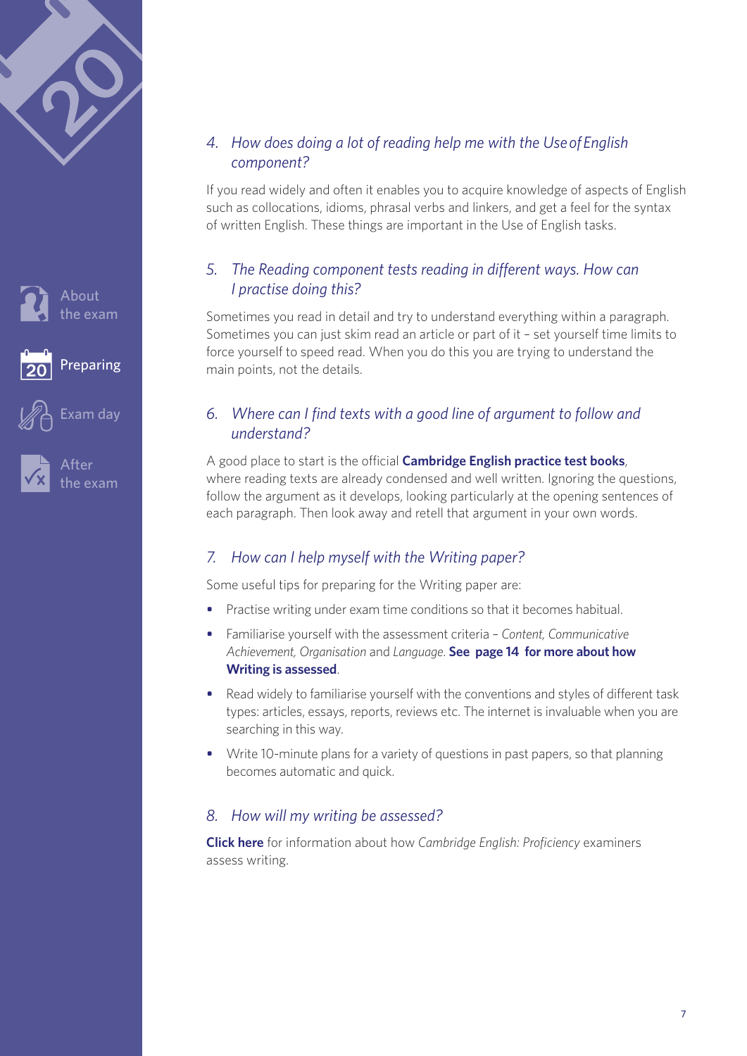### *4. How does doing a lot of reading help me with the Use of English component?*

If you read widely and often it enables you to acquire knowledge of aspects of English such as collocations, idioms, phrasal verbs and linkers, and get a feel for the syntax of written English. These things are important in the Use of English tasks.

### *5. The Reading component tests reading in different ways. How can I practise doing this?*

Sometimes you read in detail and try to understand everything within a paragraph. Sometimes you can just skim read an article or part of it – set yourself time limits to force yourself to speed read. When you do this you are trying to understand the main points, not the details.

### *6. Where can I find texts with a good line of argument to follow and understand?*

A good place to start is the official **Cambridge English practice test books**, where reading texts are already condensed and well written. Ignoring the questions, follow the argument as it develops, looking particularly at the opening sentences of each paragraph. Then look away and retell that argument in your own words.

### *7. How can I help myself with the Writing paper?*

Some useful tips for preparing for the Writing paper are:

- Practise writing under exam time conditions so that it becomes habitual.
- Familiarise yourself with the assessment criteria – *Content, Communicative Achievement, Organisation* and *Language*. **See page 14 for more about how Writing is assessed**.
- Read widely to familiarise yourself with the conventions and styles of different task types: articles, essays, reports, reviews etc. The internet is invaluable when you are searching in this way.
- Write 10-minute plans for a variety of questions in past papers, so that planning becomes automatic and quick.

### *8. How will my writing be assessed?*

**Click here** for information about how *Cambridge English: Proficiency* examiners assess writing.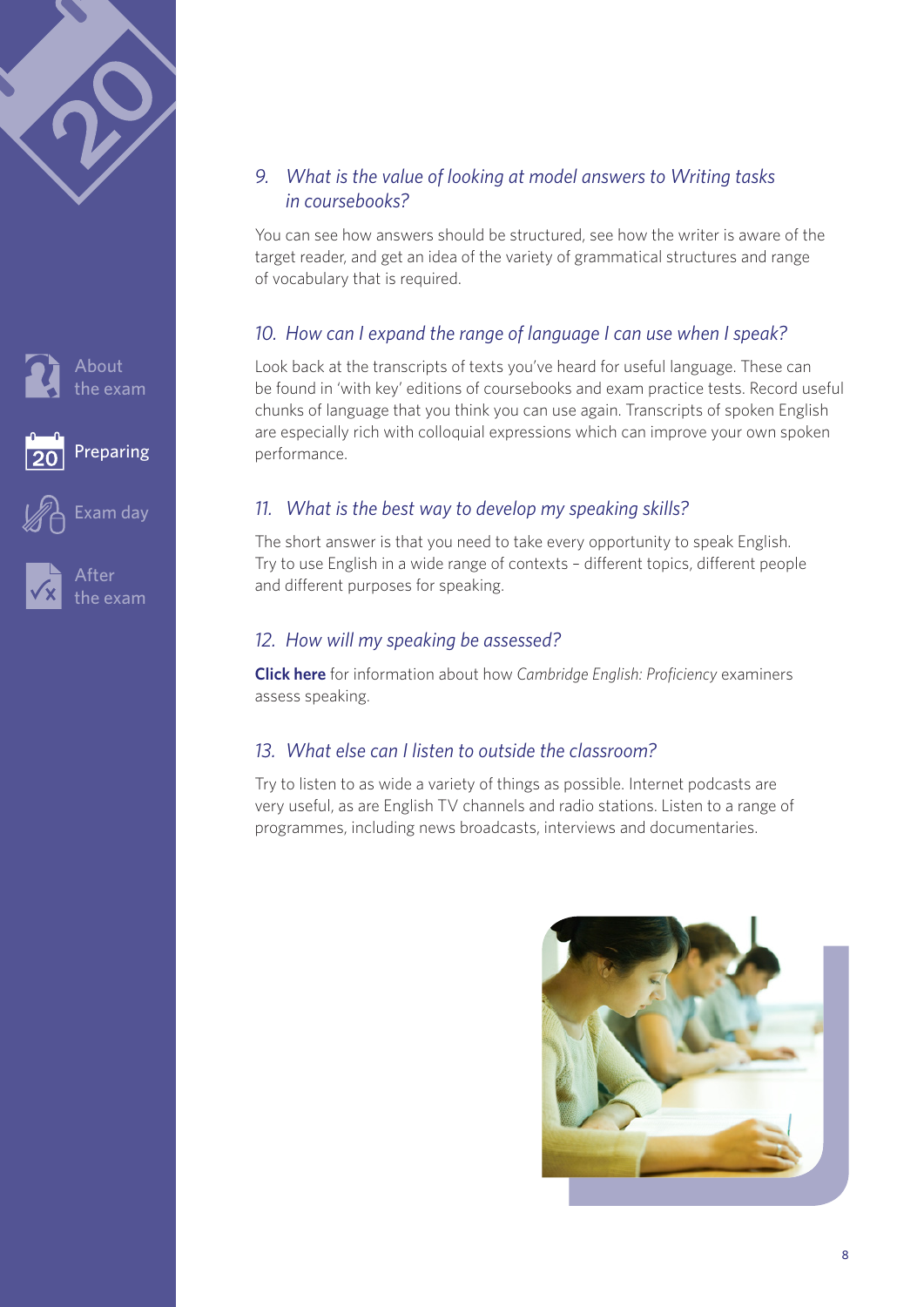### *9. What is the value of looking at model answers to Writing tasks in coursebooks?*

You can see how answers should be structured, see how the writer is aware of the target reader, and get an idea of the variety of grammatical structures and range of vocabulary that is required.

### *10. How can I expand the range of language I can use when I speak?*

Look back at the transcripts of texts you've heard for useful language. These can be found in 'with key' editions of coursebooks and exam practice tests. Record useful chunks of language that you think you can use again. Transcripts of spoken English are especially rich with colloquial expressions which can improve your own spoken performance.

### *11. What is the best way to develop my speaking skills?*

The short answer is that you need to take every opportunity to speak English. Try to use English in a wide range of contexts – different topics, different people and different purposes for speaking.

### *12. How will my speaking be assessed?*

**Click here** for information about how *Cambridge English: Proficiency* examiners assess speaking.

### *13. What else can I listen to outside the classroom?*

Try to listen to as wide a variety of things as possible. Internet podcasts are very useful, as are English TV channels and radio stations. Listen to a range of programmes, including news broadcasts, interviews and documentaries.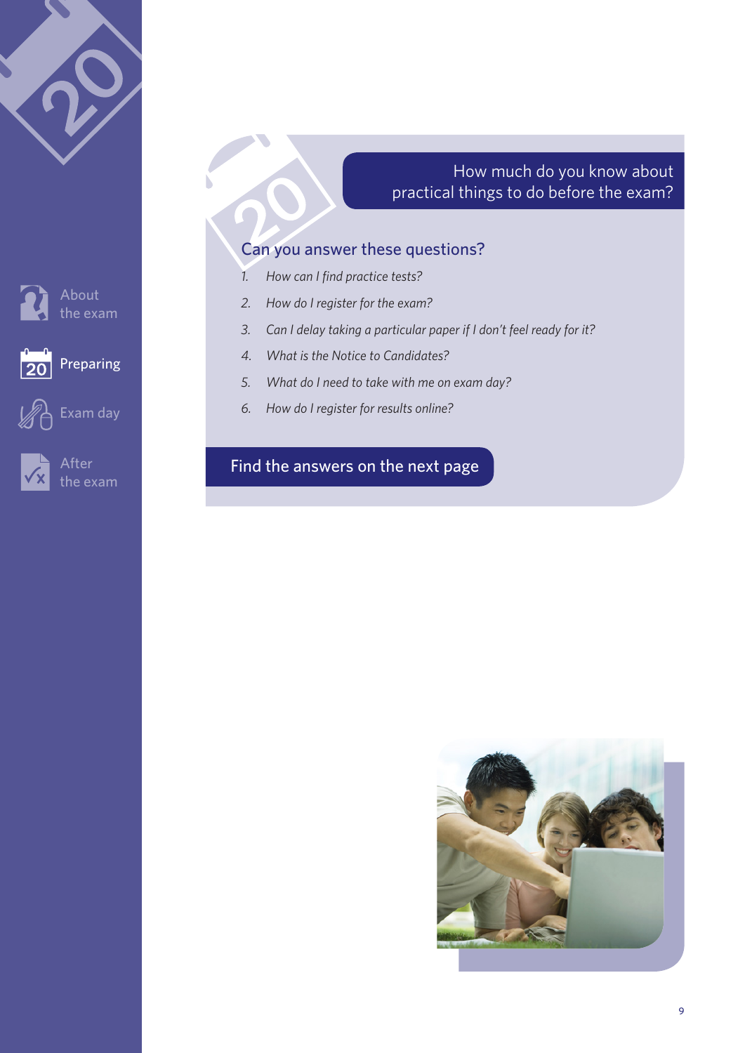## How much do you know about practical things to do before the exam?

### Can you answer these questions?

1. *How can I find practice tests?*
2. *How do I register for the exam?*
3. *Can I delay taking a particular paper if I don't feel ready for it?*
4. *What is the Notice to Candidates?*
5. *What do I need to take with me on exam day?*
6. *How do I register for results online?*

**Find the answers on the next page**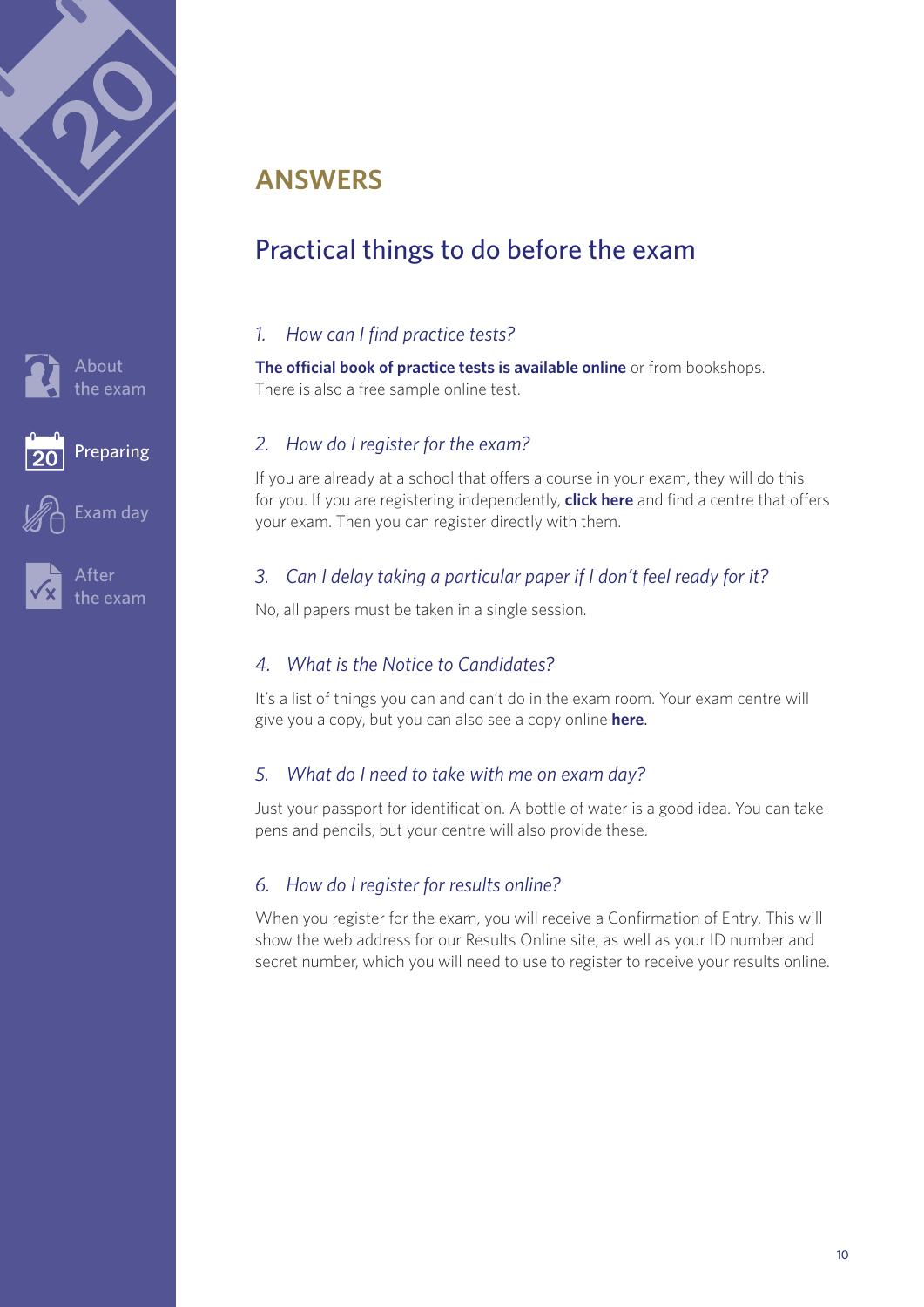# ANSWERS

## Practical things to do before the exam

### *1. How can I find practice tests?*

**The official book of practice tests is available online** or from bookshops. There is also a free sample online test.

### *2. How do I register for the exam?*

If you are already at a school that offers a course in your exam, they will do this for you. If you are registering independently, **click here** and find a centre that offers your exam. Then you can register directly with them.

### *3. Can I delay taking a particular paper if I don't feel ready for it?*

No, all papers must be taken in a single session.

### *4. What is the Notice to Candidates?*

It's a list of things you can and can't do in the exam room. Your exam centre will give you a copy, but you can also see a copy online **here**.

### *5. What do I need to take with me on exam day?*

Just your passport for identification. A bottle of water is a good idea. You can take pens and pencils, but your centre will also provide these.

### *6. How do I register for results online?*

When you register for the exam, you will receive a Confirmation of Entry. This will show the web address for our Results Online site, as well as your ID number and secret number, which you will need to use to register to receive your results online.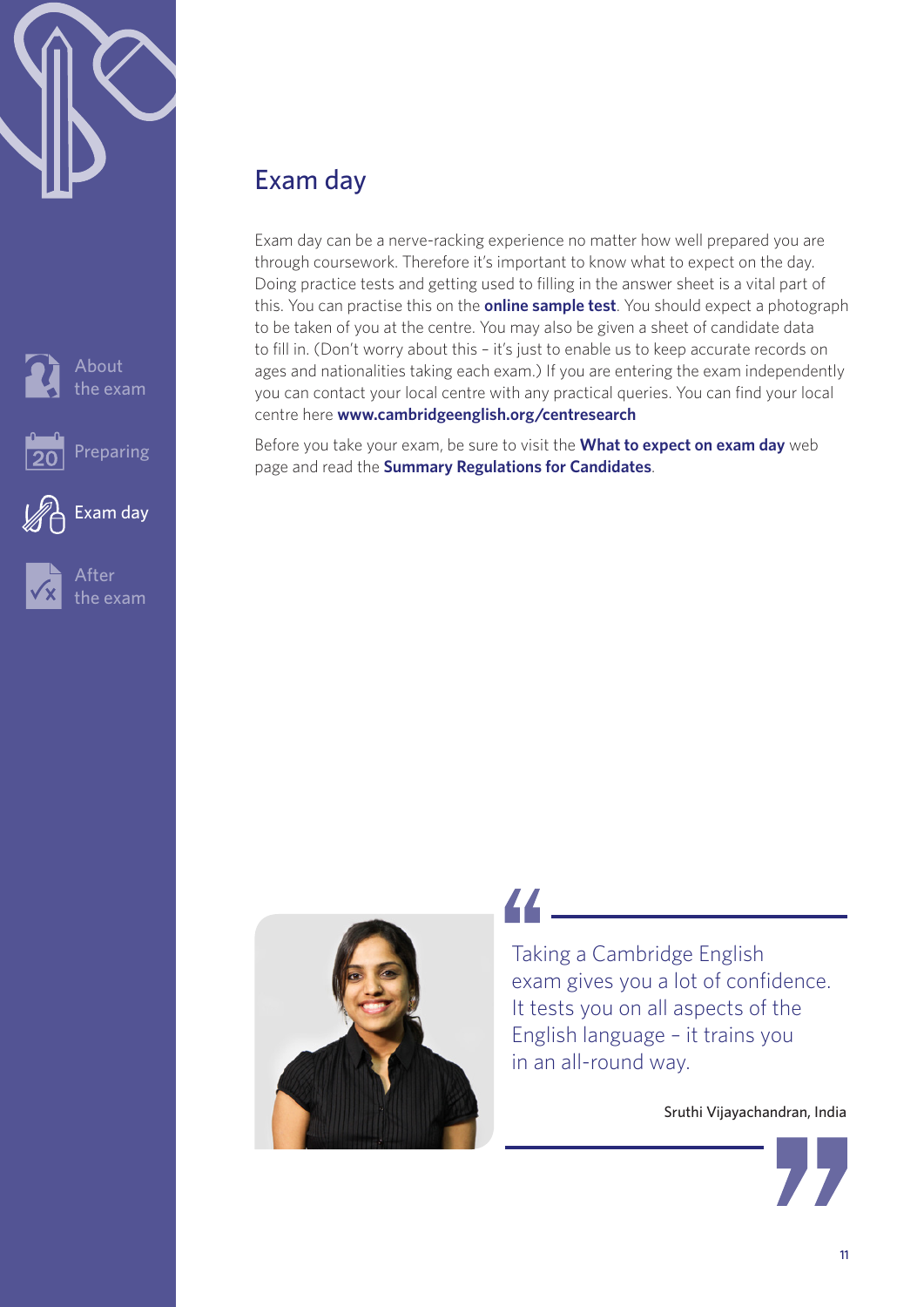# Exam day

Exam day can be a nerve-racking experience no matter how well prepared you are through coursework. Therefore it's important to know what to expect on the day. Doing practice tests and getting used to filling in the answer sheet is a vital part of this. You can practise this on the **online sample test**. You should expect a photograph to be taken of you at the centre. You may also be given a sheet of candidate data to fill in. (Don't worry about this – it's just to enable us to keep accurate records on ages and nationalities taking each exam.) If you are entering the exam independently you can contact your local centre with any practical queries. You can find your local centre here **www.cambridgeenglish.org/centresearch**

Before you take your exam, be sure to visit the **What to expect on exam day** web page and read the **Summary Regulations for Candidates**.

> Taking a Cambridge English exam gives you a lot of confidence. It tests you on all aspects of the English language – it trains you in an all-round way.
>
> Sruthi Vijayachandran, India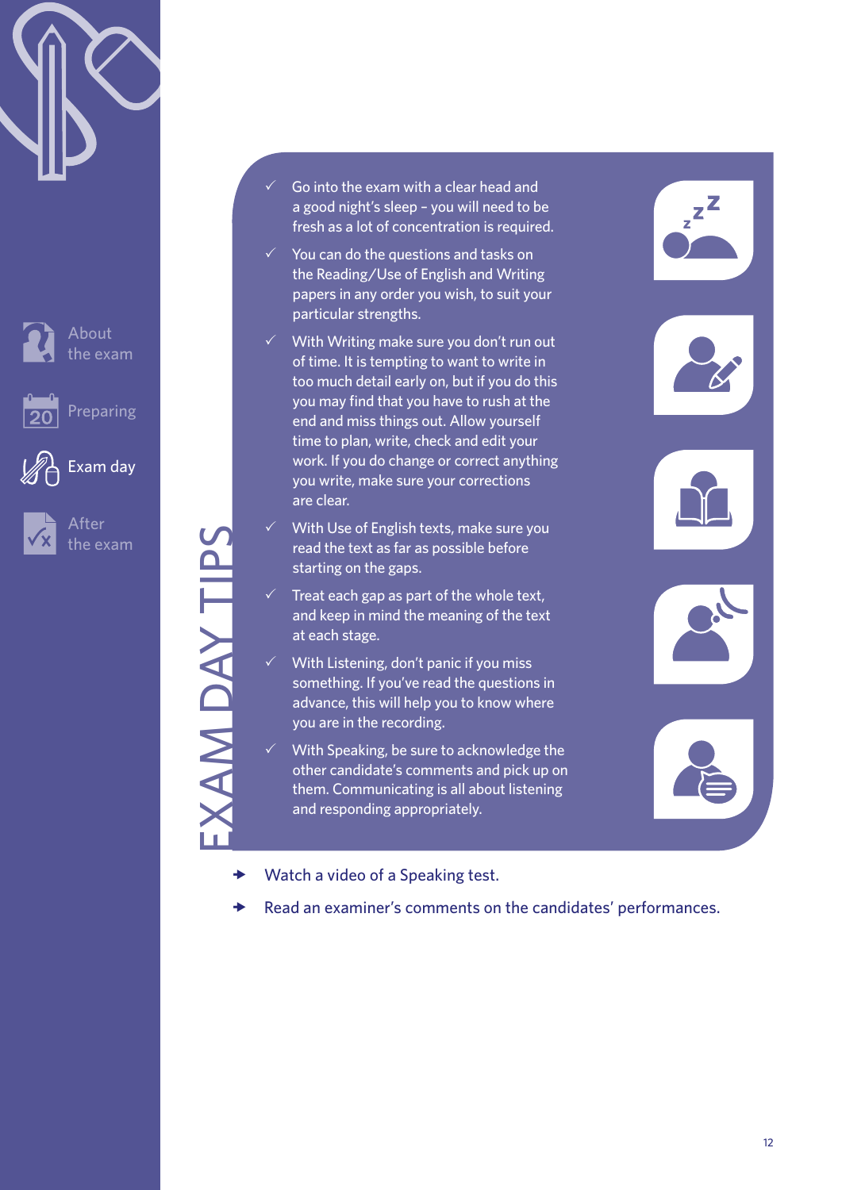# EXAM DAY TIPS

- ✓ Go into the exam with a clear head and a good night's sleep – you will need to be fresh as a lot of concentration is required.
- ✓ You can do the questions and tasks on the Reading/Use of English and Writing papers in any order you wish, to suit your particular strengths.
- ✓ With Writing make sure you don't run out of time. It is tempting to want to write in too much detail early on, but if you do this you may find that you have to rush at the end and miss things out. Allow yourself time to plan, write, check and edit your work. If you do change or correct anything you write, make sure your corrections are clear.
- ✓ With Use of English texts, make sure you read the text as far as possible before starting on the gaps.
- ✓ Treat each gap as part of the whole text, and keep in mind the meaning of the text at each stage.
- ✓ With Listening, don't panic if you miss something. If you've read the questions in advance, this will help you to know where you are in the recording.
- ✓ With Speaking, be sure to acknowledge the other candidate's comments and pick up on them. Communicating is all about listening and responding appropriately.

→ Watch a video of a Speaking test.

→ Read an examiner's comments on the candidates' performances.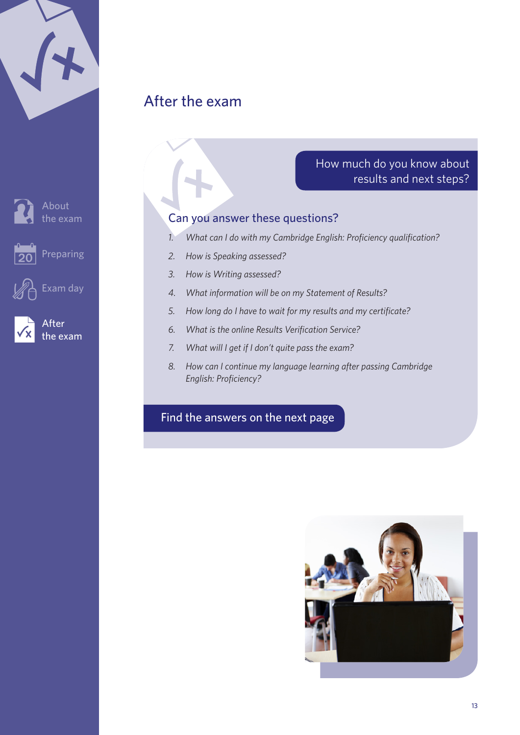# After the exam

## How much do you know about results and next steps?

### Can you answer these questions?

1. *What can I do with my Cambridge English: Proficiency qualification?*
2. *How is Speaking assessed?*
3. *How is Writing assessed?*
4. *What information will be on my Statement of Results?*
5. *How long do I have to wait for my results and my certificate?*
6. *What is the online Results Verification Service?*
7. *What will I get if I don't quite pass the exam?*
8. *How can I continue my language learning after passing Cambridge English: Proficiency?*

Find the answers on the next page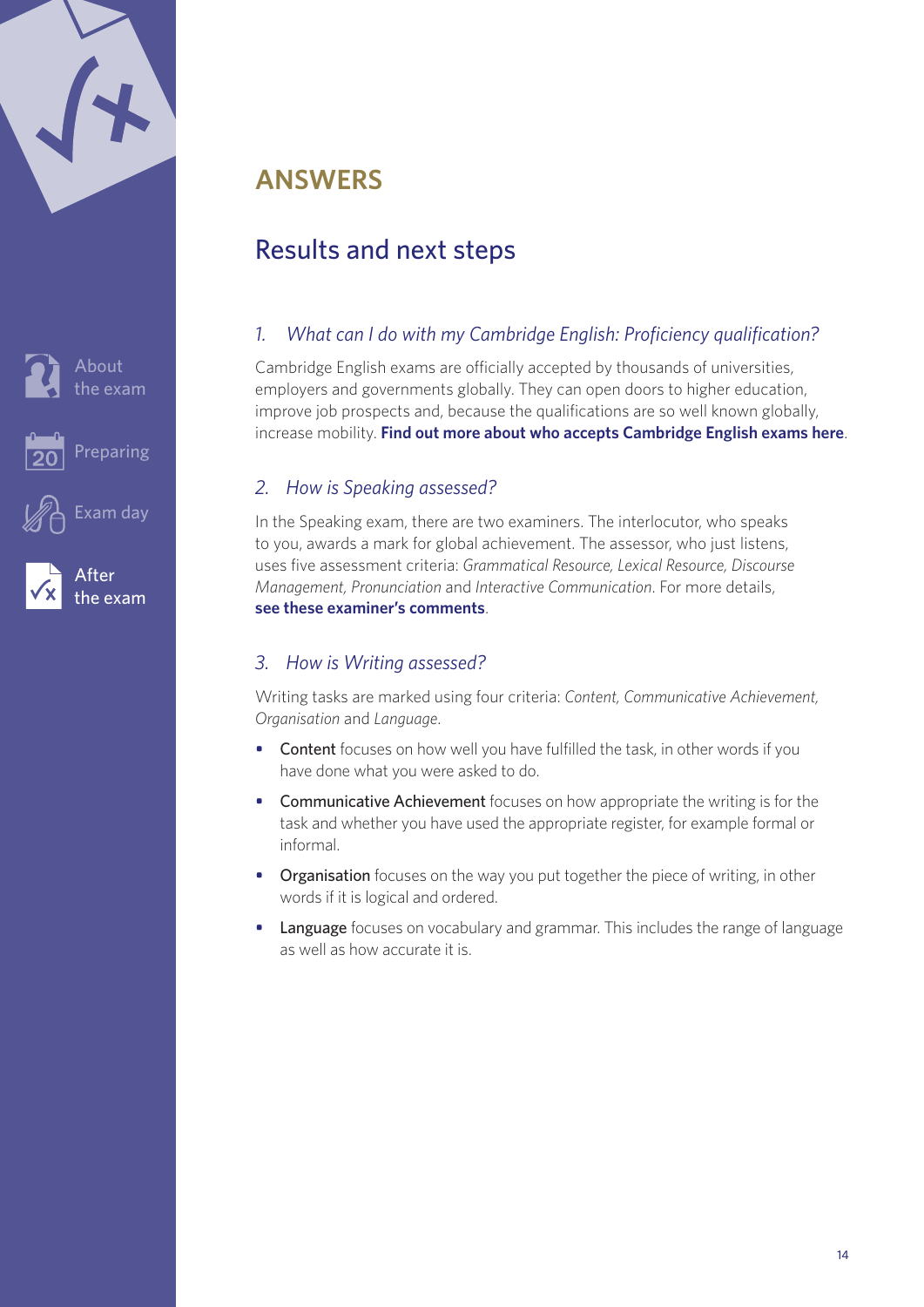# ANSWERS

## Results and next steps

### *1. What can I do with my Cambridge English: Proficiency qualification?*

Cambridge English exams are officially accepted by thousands of universities, employers and governments globally. They can open doors to higher education, improve job prospects and, because the qualifications are so well known globally, increase mobility. **Find out more about who accepts Cambridge English exams here**.

### *2. How is Speaking assessed?*

In the Speaking exam, there are two examiners. The interlocutor, who speaks to you, awards a mark for global achievement. The assessor, who just listens, uses five assessment criteria: *Grammatical Resource, Lexical Resource, Discourse Management, Pronunciation* and *Interactive Communication*. For more details, **see these examiner's comments**.

### *3. How is Writing assessed?*

Writing tasks are marked using four criteria: *Content, Communicative Achievement, Organisation* and *Language*.

- Content focuses on how well you have fulfilled the task, in other words if you have done what you were asked to do.
- Communicative Achievement focuses on how appropriate the writing is for the task and whether you have used the appropriate register, for example formal or informal.
- Organisation focuses on the way you put together the piece of writing, in other words if it is logical and ordered.
- Language focuses on vocabulary and grammar. This includes the range of language as well as how accurate it is.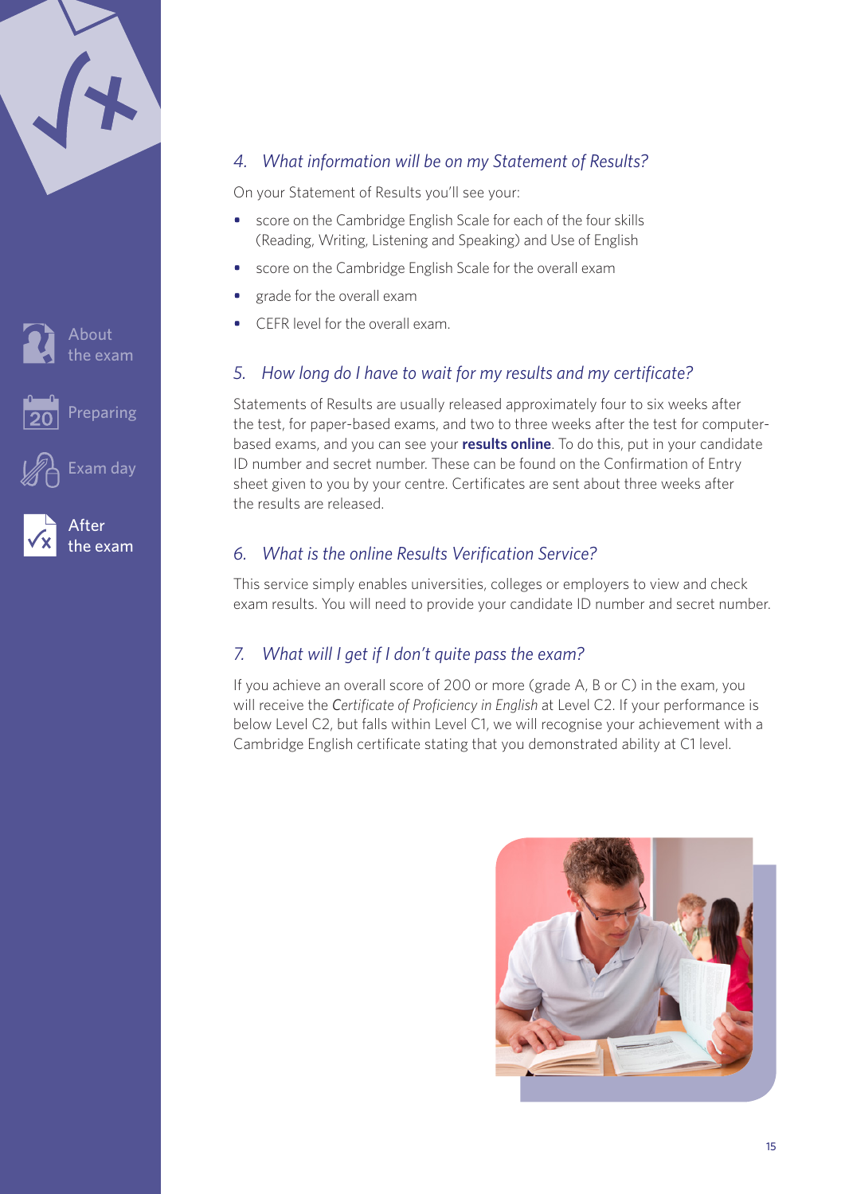### 4. *What information will be on my Statement of Results?*

On your Statement of Results you'll see your:

- score on the Cambridge English Scale for each of the four skills (Reading, Writing, Listening and Speaking) and Use of English
- score on the Cambridge English Scale for the overall exam
- grade for the overall exam
- CEFR level for the overall exam.

### 5. *How long do I have to wait for my results and my certificate?*

Statements of Results are usually released approximately four to six weeks after the test, for paper-based exams, and two to three weeks after the test for computer-based exams, and you can see your **results online**. To do this, put in your candidate ID number and secret number. These can be found on the Confirmation of Entry sheet given to you by your centre. Certificates are sent about three weeks after the results are released.

### 6. *What is the online Results Verification Service?*

This service simply enables universities, colleges or employers to view and check exam results. You will need to provide your candidate ID number and secret number.

### 7. *What will I get if I don't quite pass the exam?*

If you achieve an overall score of 200 or more (grade A, B or C) in the exam, you will receive the *Certificate of Proficiency in English* at Level C2. If your performance is below Level C2, but falls within Level C1, we will recognise your achievement with a Cambridge English certificate stating that you demonstrated ability at C1 level.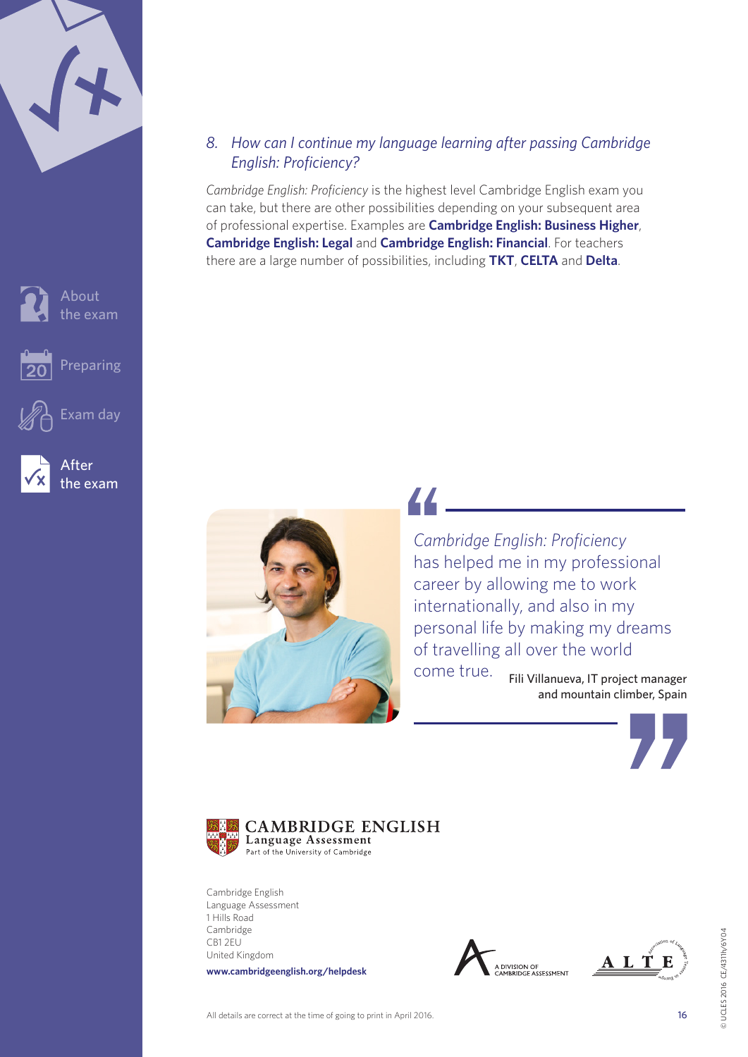### 8. *How can I continue my language learning after passing Cambridge English: Proficiency?*

*Cambridge English: Proficiency* is the highest level Cambridge English exam you can take, but there are other possibilities depending on your subsequent area of professional expertise. Examples are **Cambridge English: Business Higher**, **Cambridge English: Legal** and **Cambridge English: Financial**. For teachers there are a large number of possibilities, including **TKT**, **CELTA** and **Delta**.

> *Cambridge English: Proficiency* has helped me in my professional career by allowing me to work internationally, and also in my personal life by making my dreams of travelling all over the world come true.
>
> Fili Villanueva, IT project manager and mountain climber, Spain

About the exam

Preparing

Exam day

After the exam

CAMBRIDGE ENGLISH
Language Assessment
Part of the University of Cambridge

Cambridge English
Language Assessment
1 Hills Road
Cambridge
CB1 2EU
United Kingdom

**www.cambridgeenglish.org/helpdesk**

A DIVISION OF CAMBRIDGE ASSESSMENT

ALTE

All details are correct at the time of going to print in April 2016.

© UCLES 2016 CE/4311h/6Y04